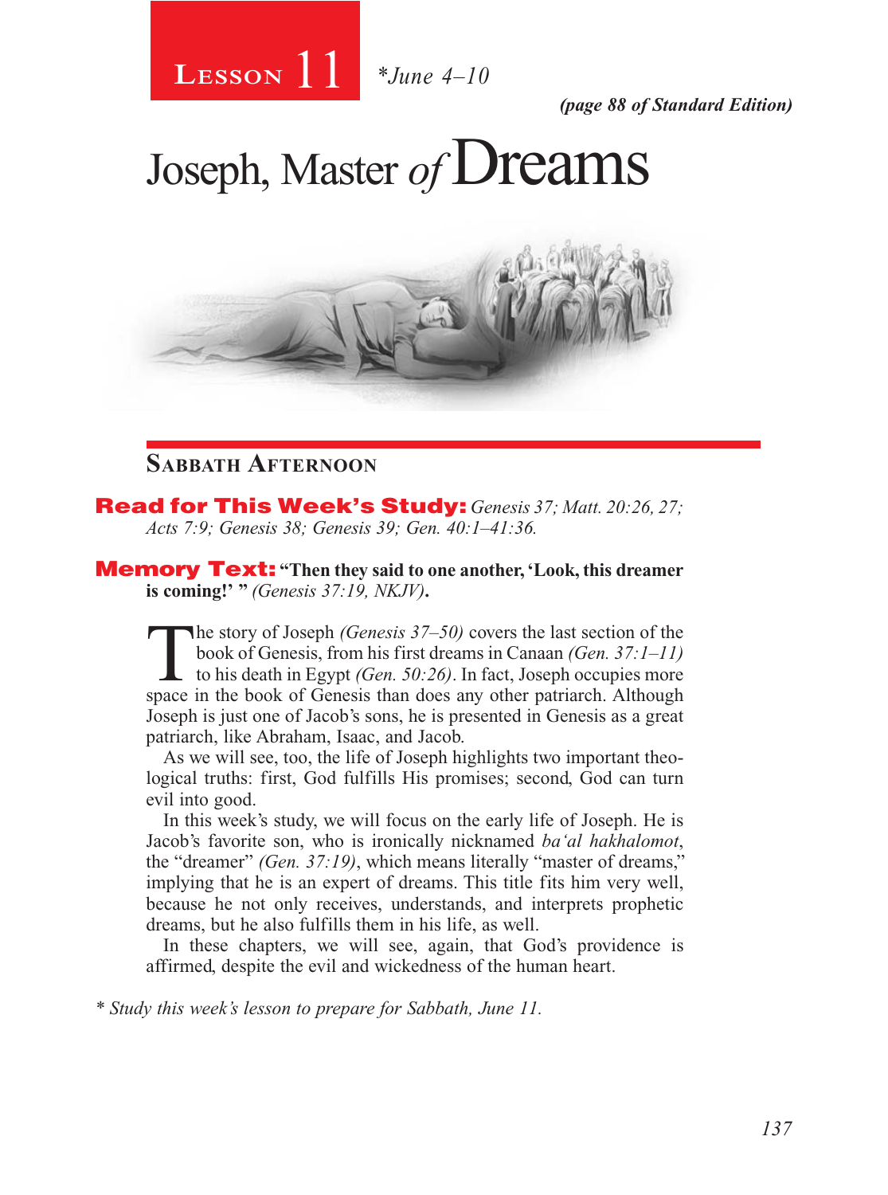# Lesson 11 *June 4–10

*(page 88 of Standard Edition)*

# Joseph, Master of Dreams

## Sabbath Afternoon

**Read for This Week's Study:** *Genesis 37; Matt. 20:26, 27; Acts 7:9; Genesis 38; Genesis 39; Gen. 40:1–41:36.*

**Memory Text:** **"Then they said to one another, 'Look, this dreamer is coming!' "** *(Genesis 37:19, NKJV)*.

The story of Joseph *(Genesis 37–50)* covers the last section of the book of Genesis, from his first dreams in Canaan *(Gen. 37:1–11)* to his death in Egypt *(Gen. 50:26)*. In fact, Joseph occupies more space in the book of Genesis than does any other patriarch. Although Joseph is just one of Jacob's sons, he is presented in Genesis as a great patriarch, like Abraham, Isaac, and Jacob.

As we will see, too, the life of Joseph highlights two important theological truths: first, God fulfills His promises; second, God can turn evil into good.

In this week's study, we will focus on the early life of Joseph. He is Jacob's favorite son, who is ironically nicknamed *ba'al hakhalomot*, the "dreamer" *(Gen. 37:19)*, which means literally "master of dreams," implying that he is an expert of dreams. This title fits him very well, because he not only receives, understands, and interprets prophetic dreams, but he also fulfills them in his life, as well.

In these chapters, we will see, again, that God's providence is affirmed, despite the evil and wickedness of the human heart.

*\* Study this week's lesson to prepare for Sabbath, June 11.*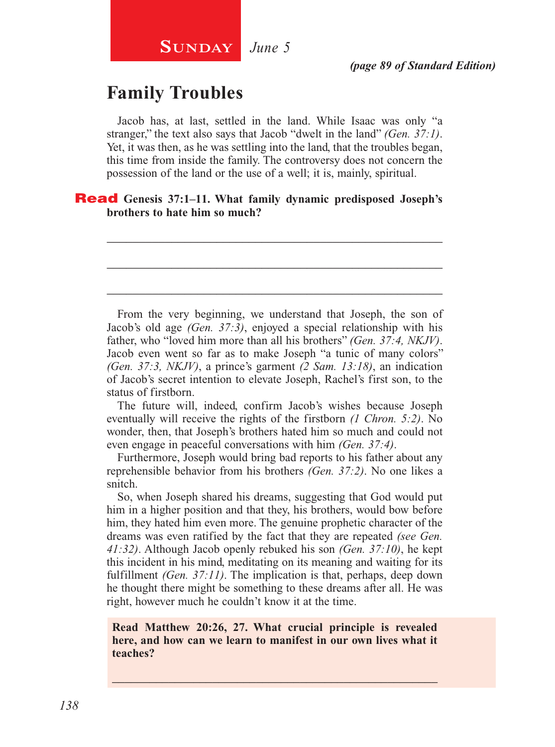**Sunday** *June 5*

*(page 89 of Standard Edition)*

# Family Troubles

Jacob has, at last, settled in the land. While Isaac was only "a stranger," the text also says that Jacob "dwelt in the land" *(Gen. 37:1)*. Yet, it was then, as he was settling into the land, that the troubles began, this time from inside the family. The controversy does not concern the possession of the land or the use of a well; it is, mainly, spiritual.

**Read Genesis 37:1–11. What family dynamic predisposed Joseph's brothers to hate him so much?**

_______________________________________________

_______________________________________________

_______________________________________________

From the very beginning, we understand that Joseph, the son of Jacob's old age *(Gen. 37:3)*, enjoyed a special relationship with his father, who "loved him more than all his brothers" *(Gen. 37:4, NKJV)*. Jacob even went so far as to make Joseph "a tunic of many colors" *(Gen. 37:3, NKJV)*, a prince's garment *(2 Sam. 13:18)*, an indication of Jacob's secret intention to elevate Joseph, Rachel's first son, to the status of firstborn.

The future will, indeed, confirm Jacob's wishes because Joseph eventually will receive the rights of the firstborn *(1 Chron. 5:2)*. No wonder, then, that Joseph's brothers hated him so much and could not even engage in peaceful conversations with him *(Gen. 37:4)*.

Furthermore, Joseph would bring bad reports to his father about any reprehensible behavior from his brothers *(Gen. 37:2)*. No one likes a snitch.

So, when Joseph shared his dreams, suggesting that God would put him in a higher position and that they, his brothers, would bow before him, they hated him even more. The genuine prophetic character of the dreams was even ratified by the fact that they are repeated *(see Gen. 41:32)*. Although Jacob openly rebuked his son *(Gen. 37:10)*, he kept this incident in his mind, meditating on its meaning and waiting for its fulfillment *(Gen. 37:11)*. The implication is that, perhaps, deep down he thought there might be something to these dreams after all. He was right, however much he couldn't know it at the time.

**Read Matthew 20:26, 27. What crucial principle is revealed here, and how can we learn to manifest in our own lives what it teaches?**

_______________________________________________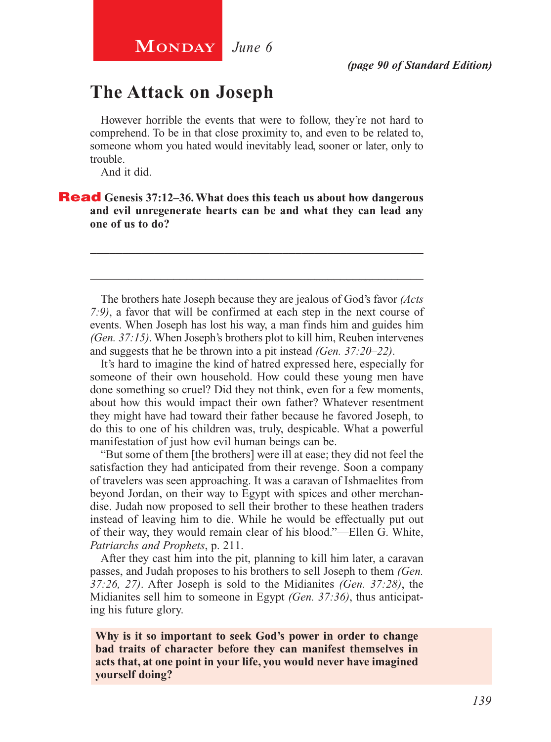**Monday** *June 6*

*(page 90 of Standard Edition)*

## The Attack on Joseph

However horrible the events that were to follow, they're not hard to comprehend. To be in that close proximity to, and even to be related to, someone whom you hated would inevitably lead, sooner or later, only to trouble.

And it did.

**Read Genesis 37:12–36. What does this teach us about how dangerous and evil unregenerate hearts can be and what they can lead any one of us to do?**

_______________________________________________

_______________________________________________

The brothers hate Joseph because they are jealous of God's favor *(Acts 7:9)*, a favor that will be confirmed at each step in the next course of events. When Joseph has lost his way, a man finds him and guides him *(Gen. 37:15)*. When Joseph's brothers plot to kill him, Reuben intervenes and suggests that he be thrown into a pit instead *(Gen. 37:20–22)*.

It's hard to imagine the kind of hatred expressed here, especially for someone of their own household. How could these young men have done something so cruel? Did they not think, even for a few moments, about how this would impact their own father? Whatever resentment they might have had toward their father because he favored Joseph, to do this to one of his children was, truly, despicable. What a powerful manifestation of just how evil human beings can be.

"But some of them [the brothers] were ill at ease; they did not feel the satisfaction they had anticipated from their revenge. Soon a company of travelers was seen approaching. It was a caravan of Ishmaelites from beyond Jordan, on their way to Egypt with spices and other merchandise. Judah now proposed to sell their brother to these heathen traders instead of leaving him to die. While he would be effectually put out of their way, they would remain clear of his blood."—Ellen G. White, *Patriarchs and Prophets*, p. 211.

After they cast him into the pit, planning to kill him later, a caravan passes, and Judah proposes to his brothers to sell Joseph to them *(Gen. 37:26, 27)*. After Joseph is sold to the Midianites *(Gen. 37:28)*, the Midianites sell him to someone in Egypt *(Gen. 37:36)*, thus anticipating his future glory.

**Why is it so important to seek God's power in order to change bad traits of character before they can manifest themselves in acts that, at one point in your life, you would never have imagined yourself doing?**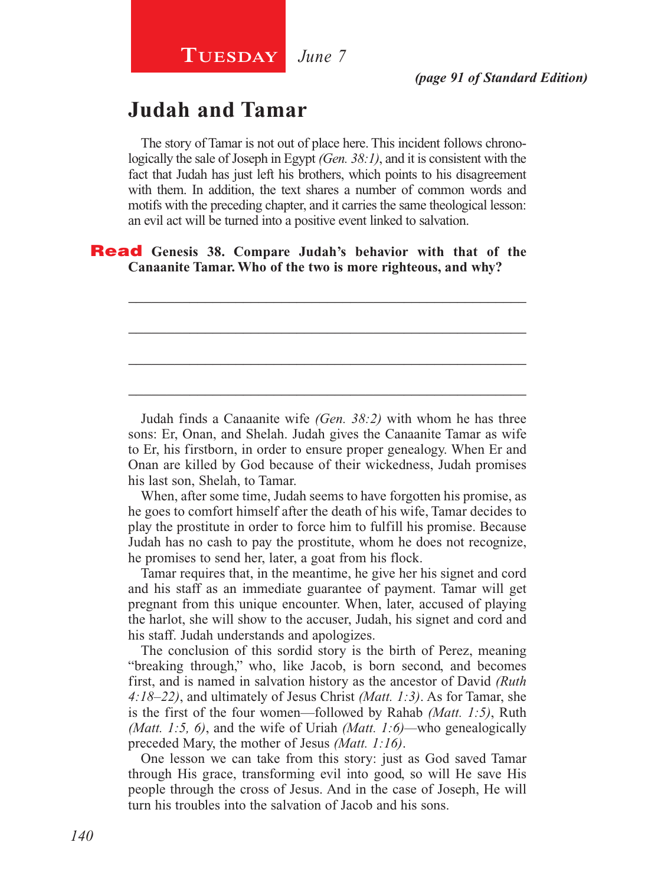**Tuesday** *June 7*

*(page 91 of Standard Edition)*

## Judah and Tamar

The story of Tamar is not out of place here. This incident follows chronologically the sale of Joseph in Egypt *(Gen. 38:1)*, and it is consistent with the fact that Judah has just left his brothers, which points to his disagreement with them. In addition, the text shares a number of common words and motifs with the preceding chapter, and it carries the same theological lesson: an evil act will be turned into a positive event linked to salvation.

**Read Genesis 38. Compare Judah's behavior with that of the Canaanite Tamar. Who of the two is more righteous, and why?**

_______________________________________________________________

_______________________________________________________________

_______________________________________________________________

_______________________________________________________________

Judah finds a Canaanite wife *(Gen. 38:2)* with whom he has three sons: Er, Onan, and Shelah. Judah gives the Canaanite Tamar as wife to Er, his firstborn, in order to ensure proper genealogy. When Er and Onan are killed by God because of their wickedness, Judah promises his last son, Shelah, to Tamar.

When, after some time, Judah seems to have forgotten his promise, as he goes to comfort himself after the death of his wife, Tamar decides to play the prostitute in order to force him to fulfill his promise. Because Judah has no cash to pay the prostitute, whom he does not recognize, he promises to send her, later, a goat from his flock.

Tamar requires that, in the meantime, he give her his signet and cord and his staff as an immediate guarantee of payment. Tamar will get pregnant from this unique encounter. When, later, accused of playing the harlot, she will show to the accuser, Judah, his signet and cord and his staff. Judah understands and apologizes.

The conclusion of this sordid story is the birth of Perez, meaning "breaking through," who, like Jacob, is born second, and becomes first, and is named in salvation history as the ancestor of David *(Ruth 4:18–22)*, and ultimately of Jesus Christ *(Matt. 1:3)*. As for Tamar, she is the first of the four women—followed by Rahab *(Matt. 1:5)*, Ruth *(Matt. 1:5, 6)*, and the wife of Uriah *(Matt. 1:6)*—who genealogically preceded Mary, the mother of Jesus *(Matt. 1:16)*.

One lesson we can take from this story: just as God saved Tamar through His grace, transforming evil into good, so will He save His people through the cross of Jesus. And in the case of Joseph, He will turn his troubles into the salvation of Jacob and his sons.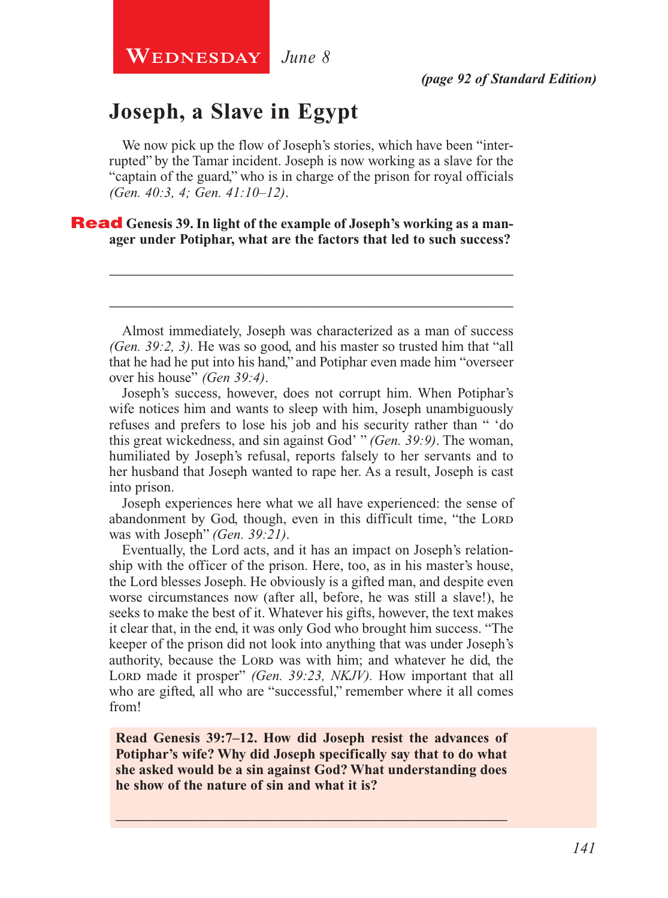**Wednesday** *June 8*

***(page 92 of Standard Edition)***

## Joseph, a Slave in Egypt

We now pick up the flow of Joseph's stories, which have been "interrupted" by the Tamar incident. Joseph is now working as a slave for the "captain of the guard," who is in charge of the prison for royal officials *(Gen. 40:3, 4; Gen. 41:10–12)*.

**Read Genesis 39. In light of the example of Joseph's working as a manager under Potiphar, what are the factors that led to such success?**

_______________________________________________________________

_______________________________________________________________

Almost immediately, Joseph was characterized as a man of success *(Gen. 39:2, 3)*. He was so good, and his master so trusted him that "all that he had he put into his hand," and Potiphar even made him "overseer over his house" *(Gen 39:4)*.

Joseph's success, however, does not corrupt him. When Potiphar's wife notices him and wants to sleep with him, Joseph unambiguously refuses and prefers to lose his job and his security rather than " 'do this great wickedness, and sin against God' " *(Gen. 39:9)*. The woman, humiliated by Joseph's refusal, reports falsely to her servants and to her husband that Joseph wanted to rape her. As a result, Joseph is cast into prison.

Joseph experiences here what we all have experienced: the sense of abandonment by God, though, even in this difficult time, "the Lord was with Joseph" *(Gen. 39:21)*.

Eventually, the Lord acts, and it has an impact on Joseph's relationship with the officer of the prison. Here, too, as in his master's house, the Lord blesses Joseph. He obviously is a gifted man, and despite even worse circumstances now (after all, before, he was still a slave!), he seeks to make the best of it. Whatever his gifts, however, the text makes it clear that, in the end, it was only God who brought him success. "The keeper of the prison did not look into anything that was under Joseph's authority, because the Lord was with him; and whatever he did, the Lord made it prosper" *(Gen. 39:23, NKJV)*. How important that all who are gifted, all who are "successful," remember where it all comes from!

**Read Genesis 39:7–12. How did Joseph resist the advances of Potiphar's wife? Why did Joseph specifically say that to do what she asked would be a sin against God? What understanding does he show of the nature of sin and what it is?**

_______________________________________________________________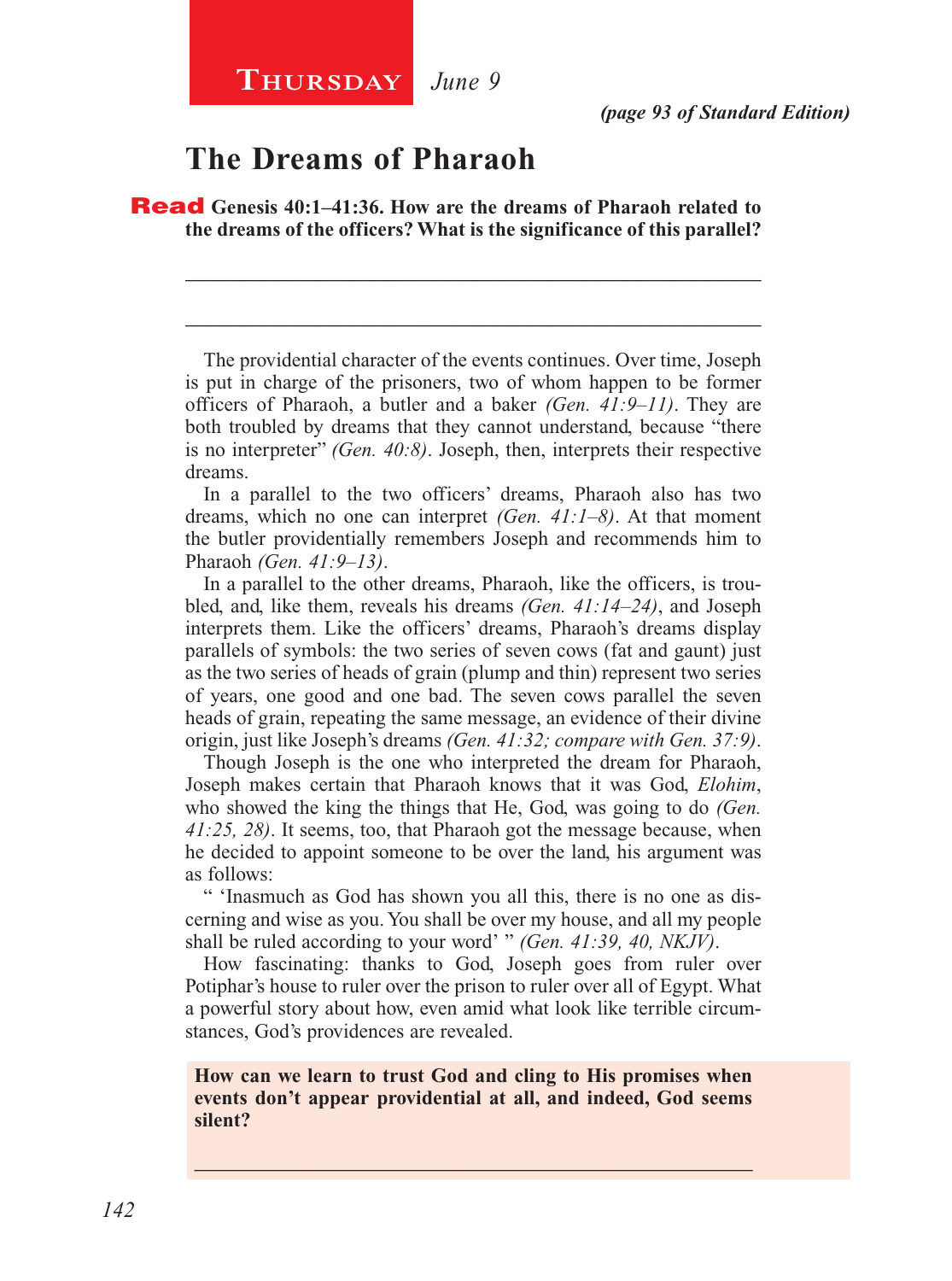**Thursday** *June 9*

*(page 93 of Standard Edition)*

## The Dreams of Pharaoh

**Read Genesis 40:1–41:36. How are the dreams of Pharaoh related to the dreams of the officers? What is the significance of this parallel?**

_______________________________________________________________

_______________________________________________________________

The providential character of the events continues. Over time, Joseph is put in charge of the prisoners, two of whom happen to be former officers of Pharaoh, a butler and a baker *(Gen. 41:9–11)*. They are both troubled by dreams that they cannot understand, because "there is no interpreter" *(Gen. 40:8)*. Joseph, then, interprets their respective dreams.

In a parallel to the two officers' dreams, Pharaoh also has two dreams, which no one can interpret *(Gen. 41:1–8)*. At that moment the butler providentially remembers Joseph and recommends him to Pharaoh *(Gen. 41:9–13)*.

In a parallel to the other dreams, Pharaoh, like the officers, is troubled, and, like them, reveals his dreams *(Gen. 41:14–24)*, and Joseph interprets them. Like the officers' dreams, Pharaoh's dreams display parallels of symbols: the two series of seven cows (fat and gaunt) just as the two series of heads of grain (plump and thin) represent two series of years, one good and one bad. The seven cows parallel the seven heads of grain, repeating the same message, an evidence of their divine origin, just like Joseph's dreams *(Gen. 41:32; compare with Gen. 37:9)*.

Though Joseph is the one who interpreted the dream for Pharaoh, Joseph makes certain that Pharaoh knows that it was God, *Elohim*, who showed the king the things that He, God, was going to do *(Gen. 41:25, 28)*. It seems, too, that Pharaoh got the message because, when he decided to appoint someone to be over the land, his argument was as follows:

" 'Inasmuch as God has shown you all this, there is no one as discerning and wise as you. You shall be over my house, and all my people shall be ruled according to your word' " *(Gen. 41:39, 40, NKJV)*.

How fascinating: thanks to God, Joseph goes from ruler over Potiphar's house to ruler over the prison to ruler over all of Egypt. What a powerful story about how, even amid what look like terrible circumstances, God's providences are revealed.

**How can we learn to trust God and cling to His promises when events don't appear providential at all, and indeed, God seems silent?**

_______________________________________________________________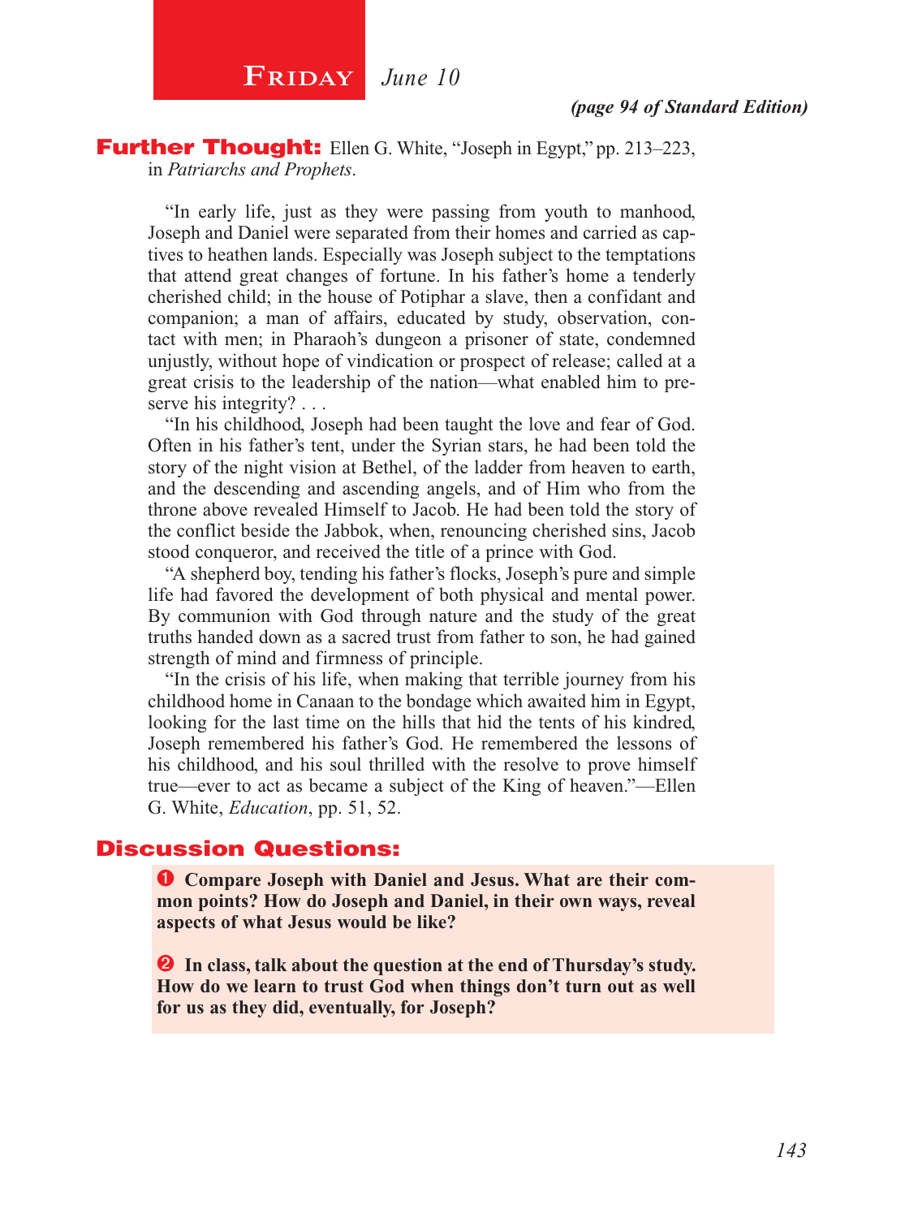# Friday *June 10*

*(page 94 of Standard Edition)*

**Further Thought:** Ellen G. White, "Joseph in Egypt," pp. 213–223, in *Patriarchs and Prophets*.

"In early life, just as they were passing from youth to manhood, Joseph and Daniel were separated from their homes and carried as captives to heathen lands. Especially was Joseph subject to the temptations that attend great changes of fortune. In his father's home a tenderly cherished child; in the house of Potiphar a slave, then a confidant and companion; a man of affairs, educated by study, observation, contact with men; in Pharaoh's dungeon a prisoner of state, condemned unjustly, without hope of vindication or prospect of release; called at a great crisis to the leadership of the nation—what enabled him to preserve his integrity? . . .

"In his childhood, Joseph had been taught the love and fear of God. Often in his father's tent, under the Syrian stars, he had been told the story of the night vision at Bethel, of the ladder from heaven to earth, and the descending and ascending angels, and of Him who from the throne above revealed Himself to Jacob. He had been told the story of the conflict beside the Jabbok, when, renouncing cherished sins, Jacob stood conqueror, and received the title of a prince with God.

"A shepherd boy, tending his father's flocks, Joseph's pure and simple life had favored the development of both physical and mental power. By communion with God through nature and the study of the great truths handed down as a sacred trust from father to son, he had gained strength of mind and firmness of principle.

"In the crisis of his life, when making that terrible journey from his childhood home in Canaan to the bondage which awaited him in Egypt, looking for the last time on the hills that hid the tents of his kindred, Joseph remembered his father's God. He remembered the lessons of his childhood, and his soul thrilled with the resolve to prove himself true—ever to act as became a subject of the King of heaven."—Ellen G. White, *Education*, pp. 51, 52.

## Discussion Questions:

1. **Compare Joseph with Daniel and Jesus. What are their common points? How do Joseph and Daniel, in their own ways, reveal aspects of what Jesus would be like?**

2. **In class, talk about the question at the end of Thursday's study. How do we learn to trust God when things don't turn out as well for us as they did, eventually, for Joseph?**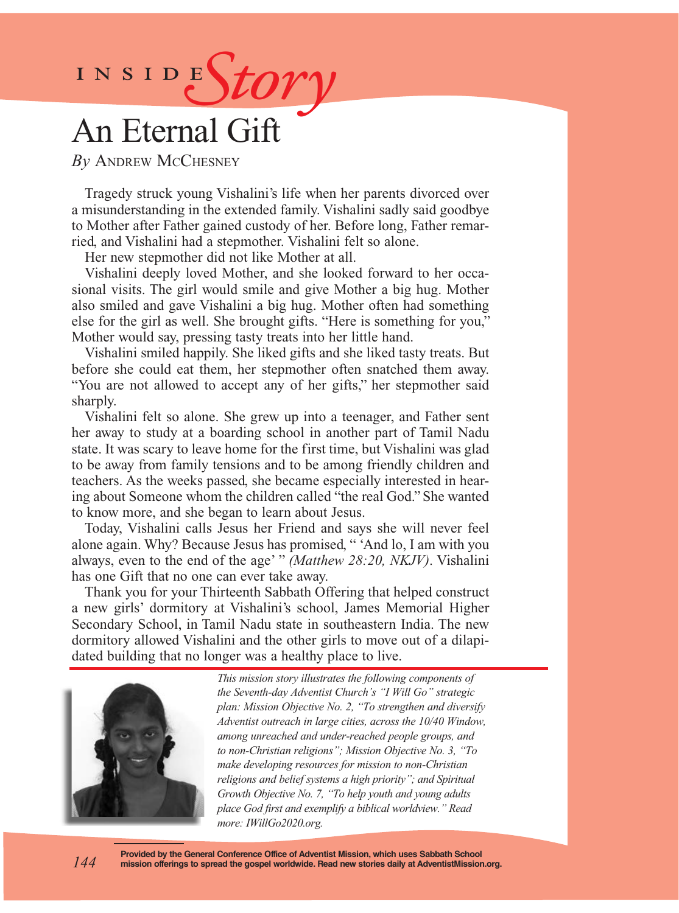INSIDE *Story*

# An Eternal Gift

*By* Andrew McChesney

Tragedy struck young Vishalini's life when her parents divorced over a misunderstanding in the extended family. Vishalini sadly said goodbye to Mother after Father gained custody of her. Before long, Father remarried, and Vishalini had a stepmother. Vishalini felt so alone.

Her new stepmother did not like Mother at all.

Vishalini deeply loved Mother, and she looked forward to her occasional visits. The girl would smile and give Mother a big hug. Mother also smiled and gave Vishalini a big hug. Mother often had something else for the girl as well. She brought gifts. "Here is something for you," Mother would say, pressing tasty treats into her little hand.

Vishalini smiled happily. She liked gifts and she liked tasty treats. But before she could eat them, her stepmother often snatched them away. "You are not allowed to accept any of her gifts," her stepmother said sharply.

Vishalini felt so alone. She grew up into a teenager, and Father sent her away to study at a boarding school in another part of Tamil Nadu state. It was scary to leave home for the first time, but Vishalini was glad to be away from family tensions and to be among friendly children and teachers. As the weeks passed, she became especially interested in hearing about Someone whom the children called "the real God." She wanted to know more, and she began to learn about Jesus.

Today, Vishalini calls Jesus her Friend and says she will never feel alone again. Why? Because Jesus has promised, " 'And lo, I am with you always, even to the end of the age' " *(Matthew 28:20, NKJV)*. Vishalini has one Gift that no one can ever take away.

Thank you for your Thirteenth Sabbath Offering that helped construct a new girls' dormitory at Vishalini's school, James Memorial Higher Secondary School, in Tamil Nadu state in southeastern India. The new dormitory allowed Vishalini and the other girls to move out of a dilapidated building that no longer was a healthy place to live.

*This mission story illustrates the following components of the Seventh-day Adventist Church's "I Will Go" strategic plan: Mission Objective No. 2, "To strengthen and diversify Adventist outreach in large cities, across the 10/40 Window, among unreached and under-reached people groups, and to non-Christian religions"; Mission Objective No. 3, "To make developing resources for mission to non-Christian religions and belief systems a high priority"; and Spiritual Growth Objective No. 7, "To help youth and young adults place God first and exemplify a biblical worldview." Read more: IWillGo2020.org.*

**Provided by the General Conference Office of Adventist Mission, which uses Sabbath School mission offerings to spread the gospel worldwide. Read new stories daily at AdventistMission.org.**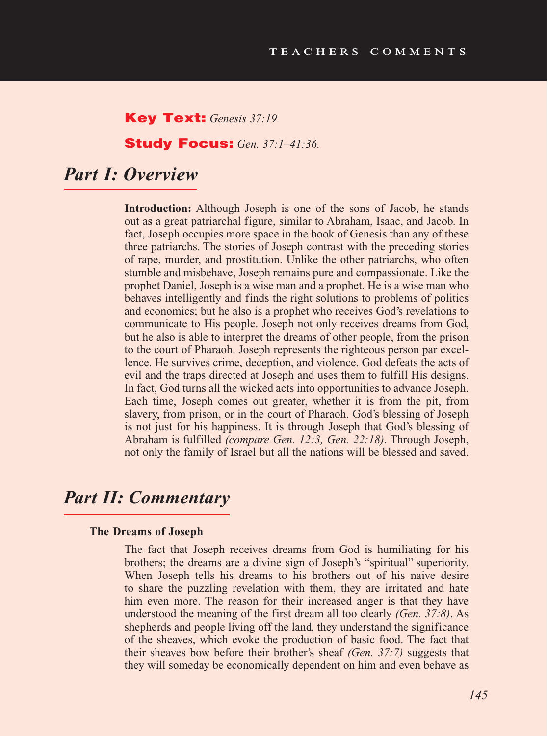## Key Text: *Genesis 37:19*

## Study Focus: *Gen. 37:1–41:36.*

# *Part I: Overview*

**Introduction:** Although Joseph is one of the sons of Jacob, he stands out as a great patriarchal figure, similar to Abraham, Isaac, and Jacob. In fact, Joseph occupies more space in the book of Genesis than any of these three patriarchs. The stories of Joseph contrast with the preceding stories of rape, murder, and prostitution. Unlike the other patriarchs, who often stumble and misbehave, Joseph remains pure and compassionate. Like the prophet Daniel, Joseph is a wise man and a prophet. He is a wise man who behaves intelligently and finds the right solutions to problems of politics and economics; but he also is a prophet who receives God's revelations to communicate to His people. Joseph not only receives dreams from God, but he also is able to interpret the dreams of other people, from the prison to the court of Pharaoh. Joseph represents the righteous person par excellence. He survives crime, deception, and violence. God defeats the acts of evil and the traps directed at Joseph and uses them to fulfill His designs. In fact, God turns all the wicked acts into opportunities to advance Joseph. Each time, Joseph comes out greater, whether it is from the pit, from slavery, from prison, or in the court of Pharaoh. God's blessing of Joseph is not just for his happiness. It is through Joseph that God's blessing of Abraham is fulfilled *(compare Gen. 12:3, Gen. 22:18)*. Through Joseph, not only the family of Israel but all the nations will be blessed and saved.

# *Part II: Commentary*

### The Dreams of Joseph

The fact that Joseph receives dreams from God is humiliating for his brothers; the dreams are a divine sign of Joseph's "spiritual" superiority. When Joseph tells his dreams to his brothers out of his naive desire to share the puzzling revelation with them, they are irritated and hate him even more. The reason for their increased anger is that they have understood the meaning of the first dream all too clearly *(Gen. 37:8)*. As shepherds and people living off the land, they understand the significance of the sheaves, which evoke the production of basic food. The fact that their sheaves bow before their brother's sheaf *(Gen. 37:7)* suggests that they will someday be economically dependent on him and even behave as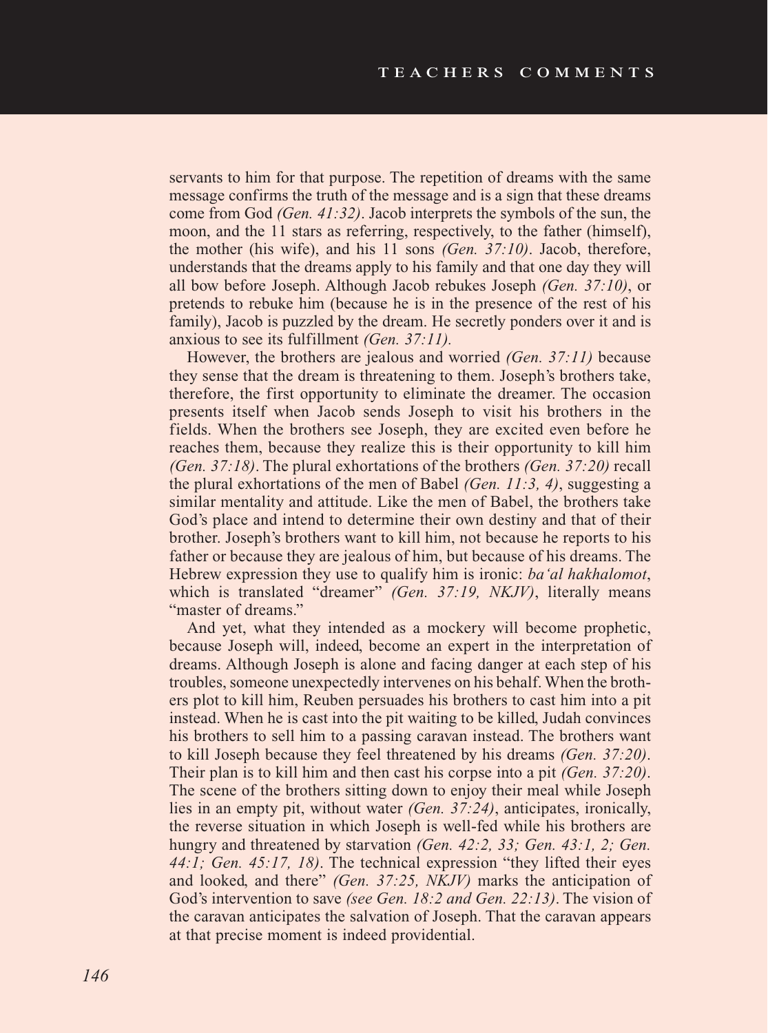servants to him for that purpose. The repetition of dreams with the same message confirms the truth of the message and is a sign that these dreams come from God *(Gen. 41:32)*. Jacob interprets the symbols of the sun, the moon, and the 11 stars as referring, respectively, to the father (himself), the mother (his wife), and his 11 sons *(Gen. 37:10)*. Jacob, therefore, understands that the dreams apply to his family and that one day they will all bow before Joseph. Although Jacob rebukes Joseph *(Gen. 37:10)*, or pretends to rebuke him (because he is in the presence of the rest of his family), Jacob is puzzled by the dream. He secretly ponders over it and is anxious to see its fulfillment *(Gen. 37:11).*

However, the brothers are jealous and worried *(Gen. 37:11)* because they sense that the dream is threatening to them. Joseph's brothers take, therefore, the first opportunity to eliminate the dreamer. The occasion presents itself when Jacob sends Joseph to visit his brothers in the fields. When the brothers see Joseph, they are excited even before he reaches them, because they realize this is their opportunity to kill him *(Gen. 37:18)*. The plural exhortations of the brothers *(Gen. 37:20)* recall the plural exhortations of the men of Babel *(Gen. 11:3, 4)*, suggesting a similar mentality and attitude. Like the men of Babel, the brothers take God's place and intend to determine their own destiny and that of their brother. Joseph's brothers want to kill him, not because he reports to his father or because they are jealous of him, but because of his dreams. The Hebrew expression they use to qualify him is ironic: *ba'al hakhalomot*, which is translated "dreamer" *(Gen. 37:19, NKJV)*, literally means "master of dreams."

And yet, what they intended as a mockery will become prophetic, because Joseph will, indeed, become an expert in the interpretation of dreams. Although Joseph is alone and facing danger at each step of his troubles, someone unexpectedly intervenes on his behalf. When the brothers plot to kill him, Reuben persuades his brothers to cast him into a pit instead. When he is cast into the pit waiting to be killed, Judah convinces his brothers to sell him to a passing caravan instead. The brothers want to kill Joseph because they feel threatened by his dreams *(Gen. 37:20)*. Their plan is to kill him and then cast his corpse into a pit *(Gen. 37:20)*. The scene of the brothers sitting down to enjoy their meal while Joseph lies in an empty pit, without water *(Gen. 37:24)*, anticipates, ironically, the reverse situation in which Joseph is well-fed while his brothers are hungry and threatened by starvation *(Gen. 42:2, 33; Gen. 43:1, 2; Gen. 44:1; Gen. 45:17, 18)*. The technical expression "they lifted their eyes and looked, and there" *(Gen. 37:25, NKJV)* marks the anticipation of God's intervention to save *(see Gen. 18:2 and Gen. 22:13)*. The vision of the caravan anticipates the salvation of Joseph. That the caravan appears at that precise moment is indeed providential.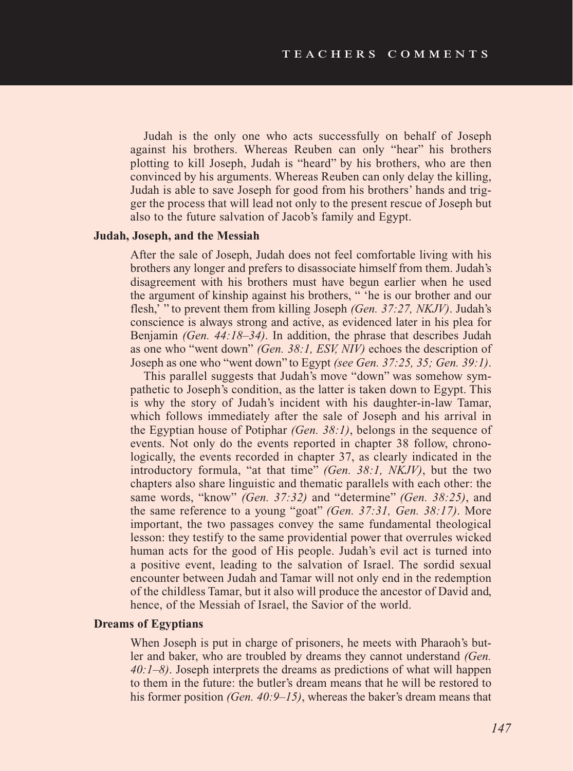Judah is the only one who acts successfully on behalf of Joseph against his brothers. Whereas Reuben can only "hear" his brothers plotting to kill Joseph, Judah is "heard" by his brothers, who are then convinced by his arguments. Whereas Reuben can only delay the killing, Judah is able to save Joseph for good from his brothers' hands and trigger the process that will lead not only to the present rescue of Joseph but also to the future salvation of Jacob's family and Egypt.

**Judah, Joseph, and the Messiah**

After the sale of Joseph, Judah does not feel comfortable living with his brothers any longer and prefers to disassociate himself from them. Judah's disagreement with his brothers must have begun earlier when he used the argument of kinship against his brothers, " 'he is our brother and our flesh,' " to prevent them from killing Joseph *(Gen. 37:27, NKJV)*. Judah's conscience is always strong and active, as evidenced later in his plea for Benjamin *(Gen. 44:18–34)*. In addition, the phrase that describes Judah as one who "went down" *(Gen. 38:1, ESV, NIV)* echoes the description of Joseph as one who "went down" to Egypt *(see Gen. 37:25, 35; Gen. 39:1)*.

This parallel suggests that Judah's move "down" was somehow sympathetic to Joseph's condition, as the latter is taken down to Egypt. This is why the story of Judah's incident with his daughter-in-law Tamar, which follows immediately after the sale of Joseph and his arrival in the Egyptian house of Potiphar *(Gen. 38:1)*, belongs in the sequence of events. Not only do the events reported in chapter 38 follow, chronologically, the events recorded in chapter 37, as clearly indicated in the introductory formula, "at that time" *(Gen. 38:1, NKJV)*, but the two chapters also share linguistic and thematic parallels with each other: the same words, "know" *(Gen. 37:32)* and "determine" *(Gen. 38:25)*, and the same reference to a young "goat" *(Gen. 37:31, Gen. 38:17)*. More important, the two passages convey the same fundamental theological lesson: they testify to the same providential power that overrules wicked human acts for the good of His people. Judah's evil act is turned into a positive event, leading to the salvation of Israel. The sordid sexual encounter between Judah and Tamar will not only end in the redemption of the childless Tamar, but it also will produce the ancestor of David and, hence, of the Messiah of Israel, the Savior of the world.

**Dreams of Egyptians**

When Joseph is put in charge of prisoners, he meets with Pharaoh's butler and baker, who are troubled by dreams they cannot understand *(Gen. 40:1–8)*. Joseph interprets the dreams as predictions of what will happen to them in the future: the butler's dream means that he will be restored to his former position *(Gen. 40:9–15)*, whereas the baker's dream means that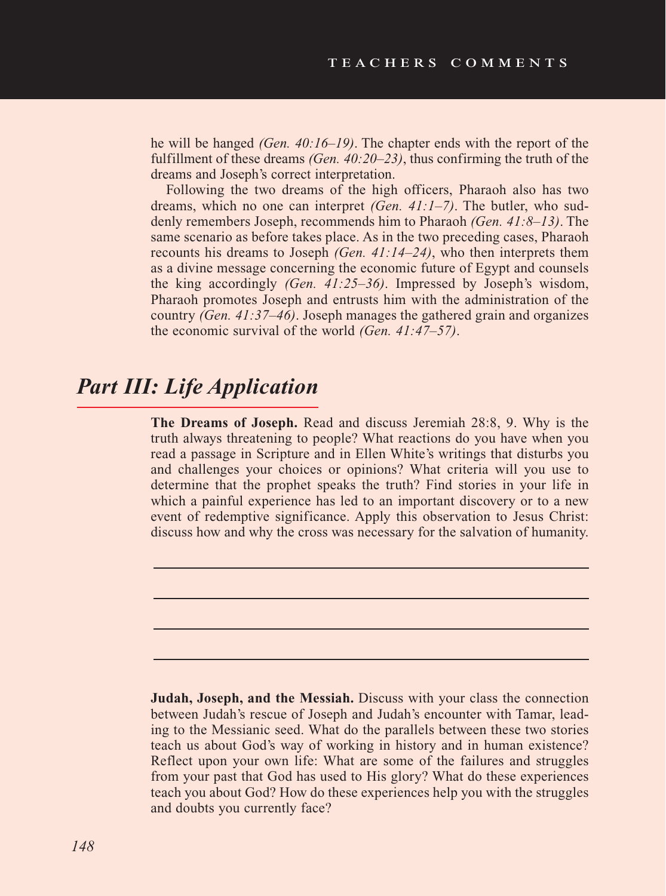he will be hanged *(Gen. 40:16–19)*. The chapter ends with the report of the fulfillment of these dreams *(Gen. 40:20–23)*, thus confirming the truth of the dreams and Joseph's correct interpretation.

Following the two dreams of the high officers, Pharaoh also has two dreams, which no one can interpret *(Gen. 41:1–7)*. The butler, who suddenly remembers Joseph, recommends him to Pharaoh *(Gen. 41:8–13)*. The same scenario as before takes place. As in the two preceding cases, Pharaoh recounts his dreams to Joseph *(Gen. 41:14–24)*, who then interprets them as a divine message concerning the economic future of Egypt and counsels the king accordingly *(Gen. 41:25–36)*. Impressed by Joseph's wisdom, Pharaoh promotes Joseph and entrusts him with the administration of the country *(Gen. 41:37–46)*. Joseph manages the gathered grain and organizes the economic survival of the world *(Gen. 41:47–57)*.

## *Part III: Life Application*

**The Dreams of Joseph.** Read and discuss Jeremiah 28:8, 9. Why is the truth always threatening to people? What reactions do you have when you read a passage in Scripture and in Ellen White's writings that disturbs you and challenges your choices or opinions? What criteria will you use to determine that the prophet speaks the truth? Find stories in your life in which a painful experience has led to an important discovery or to a new event of redemptive significance. Apply this observation to Jesus Christ: discuss how and why the cross was necessary for the salvation of humanity.

**Judah, Joseph, and the Messiah.** Discuss with your class the connection between Judah's rescue of Joseph and Judah's encounter with Tamar, leading to the Messianic seed. What do the parallels between these two stories teach us about God's way of working in history and in human existence? Reflect upon your own life: What are some of the failures and struggles from your past that God has used to His glory? What do these experiences teach you about God? How do these experiences help you with the struggles and doubts you currently face?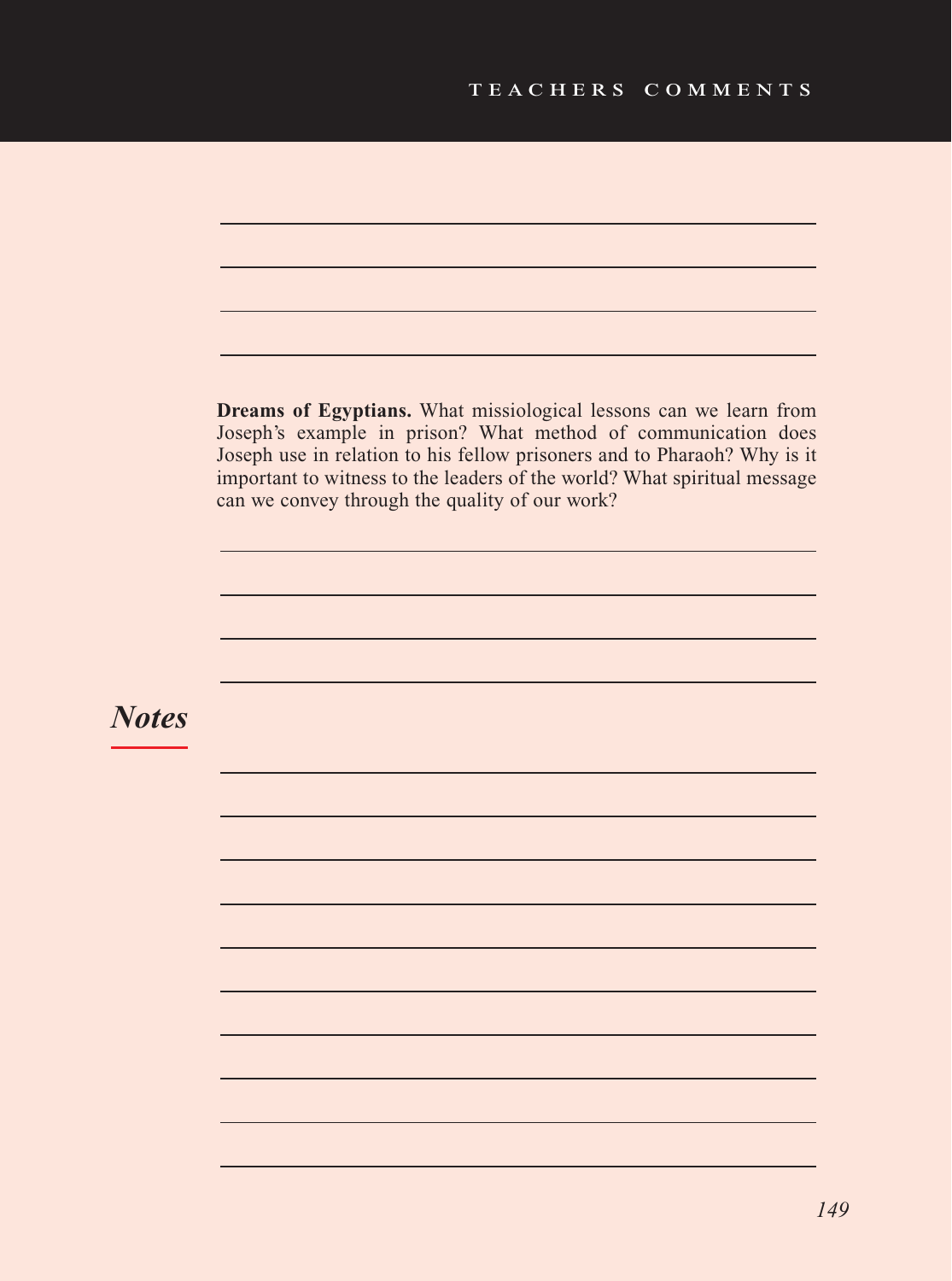**Dreams of Egyptians.** What missiological lessons can we learn from Joseph's example in prison? What method of communication does Joseph use in relation to his fellow prisoners and to Pharaoh? Why is it important to witness to the leaders of the world? What spiritual message can we convey through the quality of our work?

## *Notes*